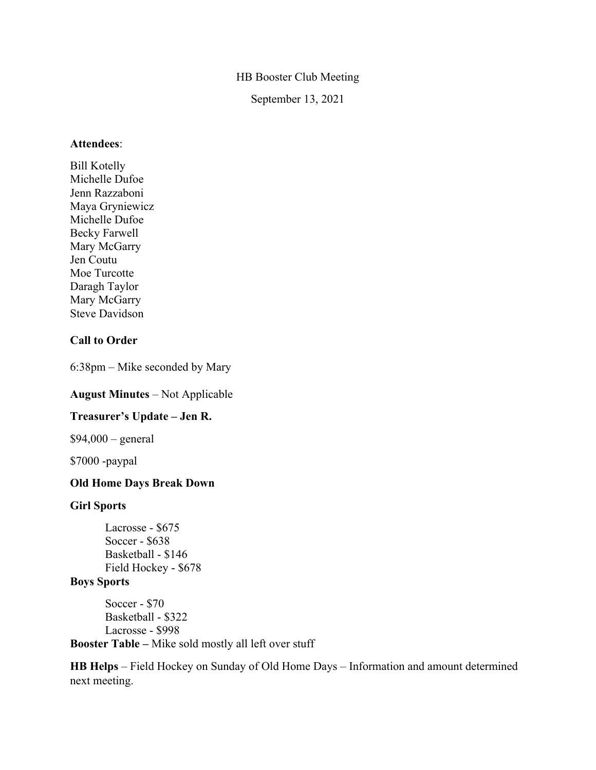HB Booster Club Meeting

September 13, 2021

**Attendees**:

Bill Kotelly
Michelle Dufoe
Jenn Razzaboni
Maya Gryniewicz
Michelle Dufoe
Becky Farwell
Mary McGarry
Jen Coutu
Moe Turcotte
Daragh Taylor
Mary McGarry
Steve Davidson

**Call to Order**

6:38pm – Mike seconded by Mary

**August Minutes** – Not Applicable

**Treasurer's Update – Jen R.**

$94,000 – general

$7000 -paypal

**Old Home Days Break Down**

**Girl Sports**

- Lacrosse - $675
- Soccer - $638
- Basketball - $146
- Field Hockey - $678

**Boys Sports**

- Soccer - $70
- Basketball - $322
- Lacrosse - $998

**Booster Table –** Mike sold mostly all left over stuff

**HB Helps** – Field Hockey on Sunday of Old Home Days – Information and amount determined next meeting.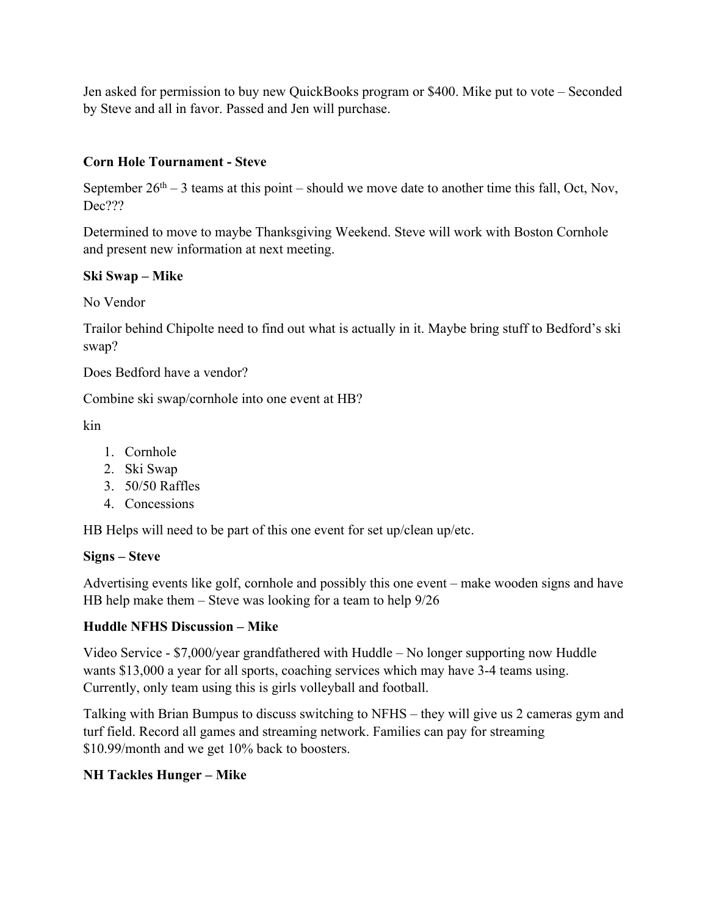Jen asked for permission to buy new QuickBooks program or $400. Mike put to vote – Seconded by Steve and all in favor. Passed and Jen will purchase.

**Corn Hole Tournament - Steve**

September 26th – 3 teams at this point – should we move date to another time this fall, Oct, Nov, Dec???

Determined to move to maybe Thanksgiving Weekend. Steve will work with Boston Cornhole and present new information at next meeting.

**Ski Swap – Mike**

No Vendor

Trailor behind Chipolte need to find out what is actually in it. Maybe bring stuff to Bedford's ski swap?

Does Bedford have a vendor?

Combine ski swap/cornhole into one event at HB?

kin

1. Cornhole
2. Ski Swap
3. 50/50 Raffles
4. Concessions

HB Helps will need to be part of this one event for set up/clean up/etc.

**Signs – Steve**

Advertising events like golf, cornhole and possibly this one event – make wooden signs and have HB help make them – Steve was looking for a team to help 9/26

**Huddle NFHS Discussion – Mike**

Video Service - $7,000/year grandfathered with Huddle – No longer supporting now Huddle wants $13,000 a year for all sports, coaching services which may have 3-4 teams using. Currently, only team using this is girls volleyball and football.

Talking with Brian Bumpus to discuss switching to NFHS – they will give us 2 cameras gym and turf field. Record all games and streaming network. Families can pay for streaming $10.99/month and we get 10% back to boosters.

**NH Tackles Hunger – Mike**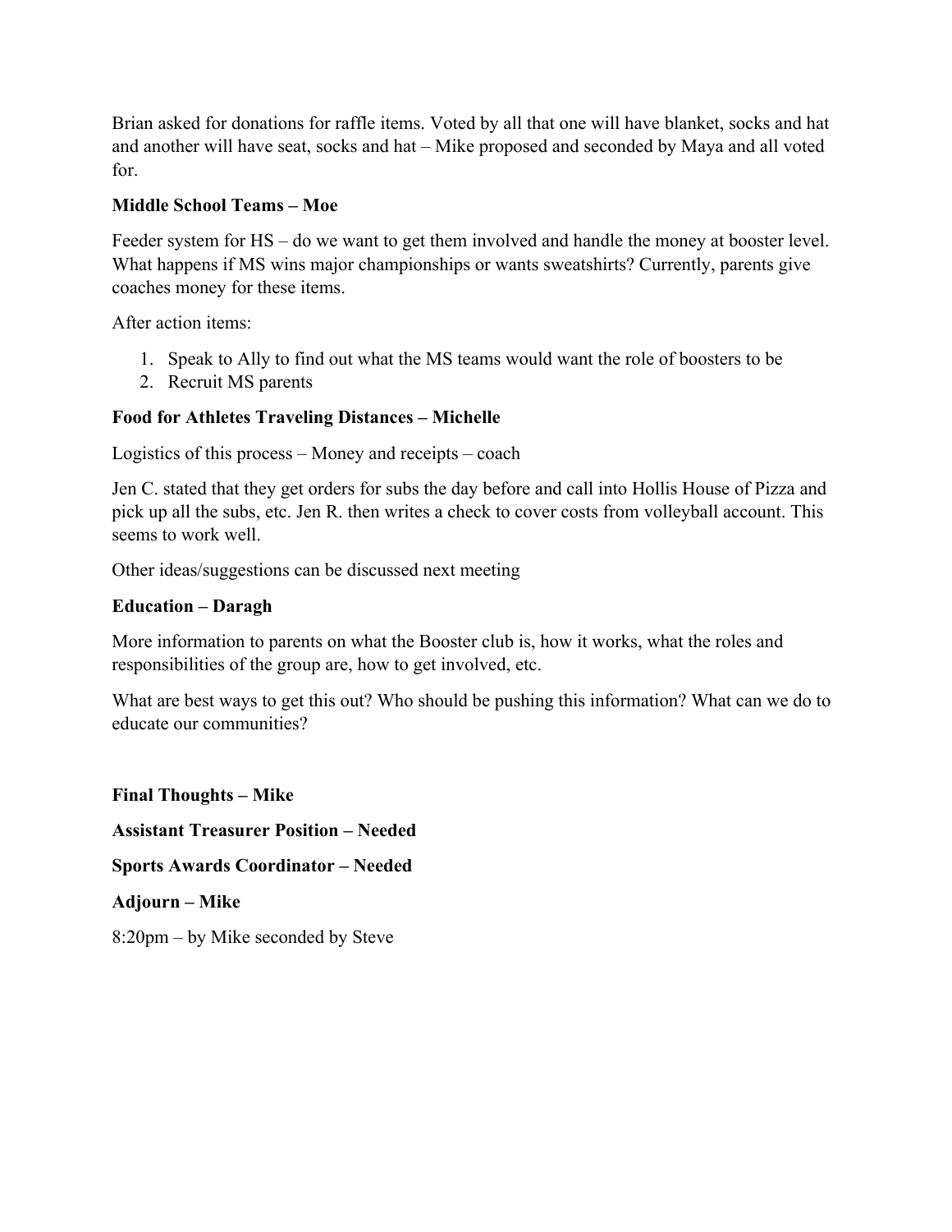Brian asked for donations for raffle items. Voted by all that one will have blanket, socks and hat and another will have seat, socks and hat – Mike proposed and seconded by Maya and all voted for.

**Middle School Teams – Moe**

Feeder system for HS – do we want to get them involved and handle the money at booster level. What happens if MS wins major championships or wants sweatshirts? Currently, parents give coaches money for these items.

After action items:

1. Speak to Ally to find out what the MS teams would want the role of boosters to be
2. Recruit MS parents

**Food for Athletes Traveling Distances – Michelle**

Logistics of this process – Money and receipts – coach

Jen C. stated that they get orders for subs the day before and call into Hollis House of Pizza and pick up all the subs, etc. Jen R. then writes a check to cover costs from volleyball account. This seems to work well.

Other ideas/suggestions can be discussed next meeting

**Education – Daragh**

More information to parents on what the Booster club is, how it works, what the roles and responsibilities of the group are, how to get involved, etc.

What are best ways to get this out? Who should be pushing this information? What can we do to educate our communities?

**Final Thoughts – Mike**

**Assistant Treasurer Position – Needed**

**Sports Awards Coordinator – Needed**

**Adjourn – Mike**

8:20pm – by Mike seconded by Steve